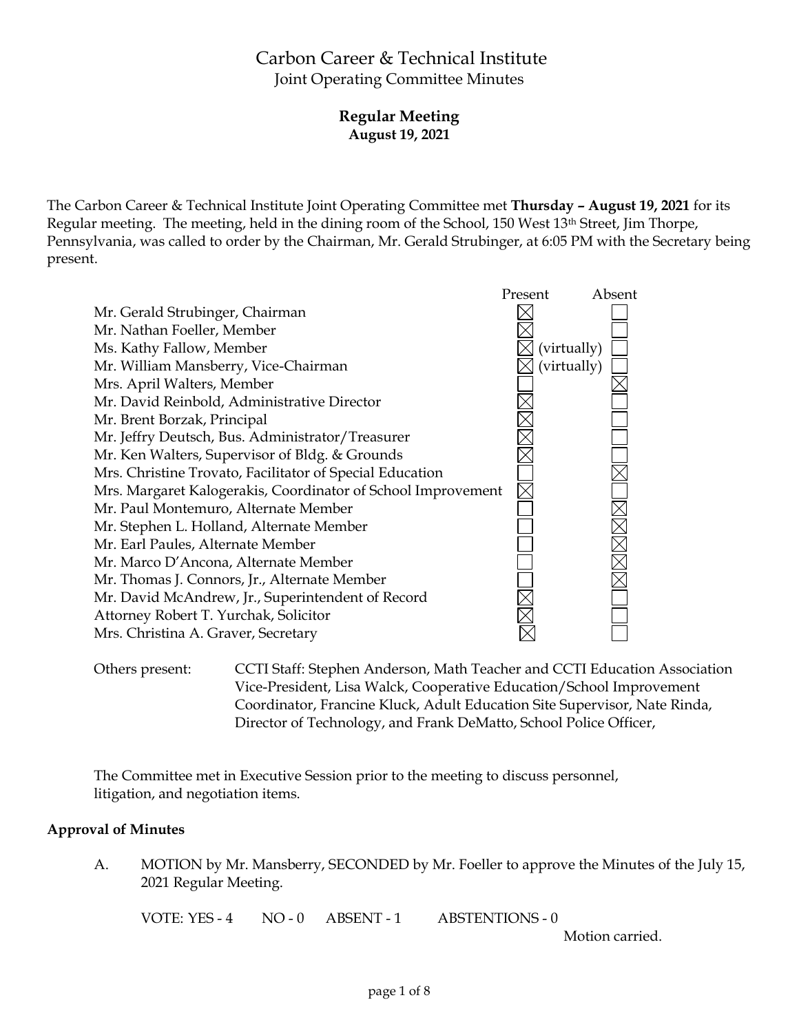# Carbon Career & Technical Institute

## Joint Operating Committee Minutes

### Regular Meeting

**August 19, 2021**

The Carbon Career & Technical Institute Joint Operating Committee met **Thursday – August 19, 2021** for its Regular meeting. The meeting, held in the dining room of the School, 150 West 13th Street, Jim Thorpe, Pennsylvania, was called to order by the Chairman, Mr. Gerald Strubinger, at 6:05 PM with the Secretary being present.

| | Present | Absent |
|---|---|---|
| Mr. Gerald Strubinger, Chairman | ☒ | ☐ |
| Mr. Nathan Foeller, Member | ☒ | ☐ |
| Ms. Kathy Fallow, Member | ☒ (virtually) | ☐ |
| Mr. William Mansberry, Vice-Chairman | ☒ (virtually) | ☐ |
| Mrs. April Walters, Member | ☐ | ☒ |
| Mr. David Reinbold, Administrative Director | ☒ | ☐ |
| Mr. Brent Borzak, Principal | ☒ | ☐ |
| Mr. Jeffry Deutsch, Bus. Administrator/Treasurer | ☒ | ☐ |
| Mr. Ken Walters, Supervisor of Bldg. & Grounds | ☒ | ☐ |
| Mrs. Christine Trovato, Facilitator of Special Education | ☐ | ☒ |
| Mrs. Margaret Kalogerakis, Coordinator of School Improvement | ☒ | ☐ |
| Mr. Paul Montemuro, Alternate Member | ☐ | ☒ |
| Mr. Stephen L. Holland, Alternate Member | ☐ | ☒ |
| Mr. Earl Paules, Alternate Member | ☐ | ☒ |
| Mr. Marco D'Ancona, Alternate Member | ☐ | ☒ |
| Mr. Thomas J. Connors, Jr., Alternate Member | ☐ | ☒ |
| Mr. David McAndrew, Jr., Superintendent of Record | ☒ | ☐ |
| Attorney Robert T. Yurchak, Solicitor | ☒ | ☐ |
| Mrs. Christina A. Graver, Secretary | ☒ | ☐ |

Others present: CCTI Staff: Stephen Anderson, Math Teacher and CCTI Education Association Vice-President, Lisa Walck, Cooperative Education/School Improvement Coordinator, Francine Kluck, Adult Education Site Supervisor, Nate Rinda, Director of Technology, and Frank DeMatto, School Police Officer,

The Committee met in Executive Session prior to the meeting to discuss personnel, litigation, and negotiation items.

**Approval of Minutes**

A. MOTION by Mr. Mansberry, SECONDED by Mr. Foeller to approve the Minutes of the July 15, 2021 Regular Meeting.

VOTE: YES - 4 NO - 0 ABSENT - 1 ABSTENTIONS - 0

Motion carried.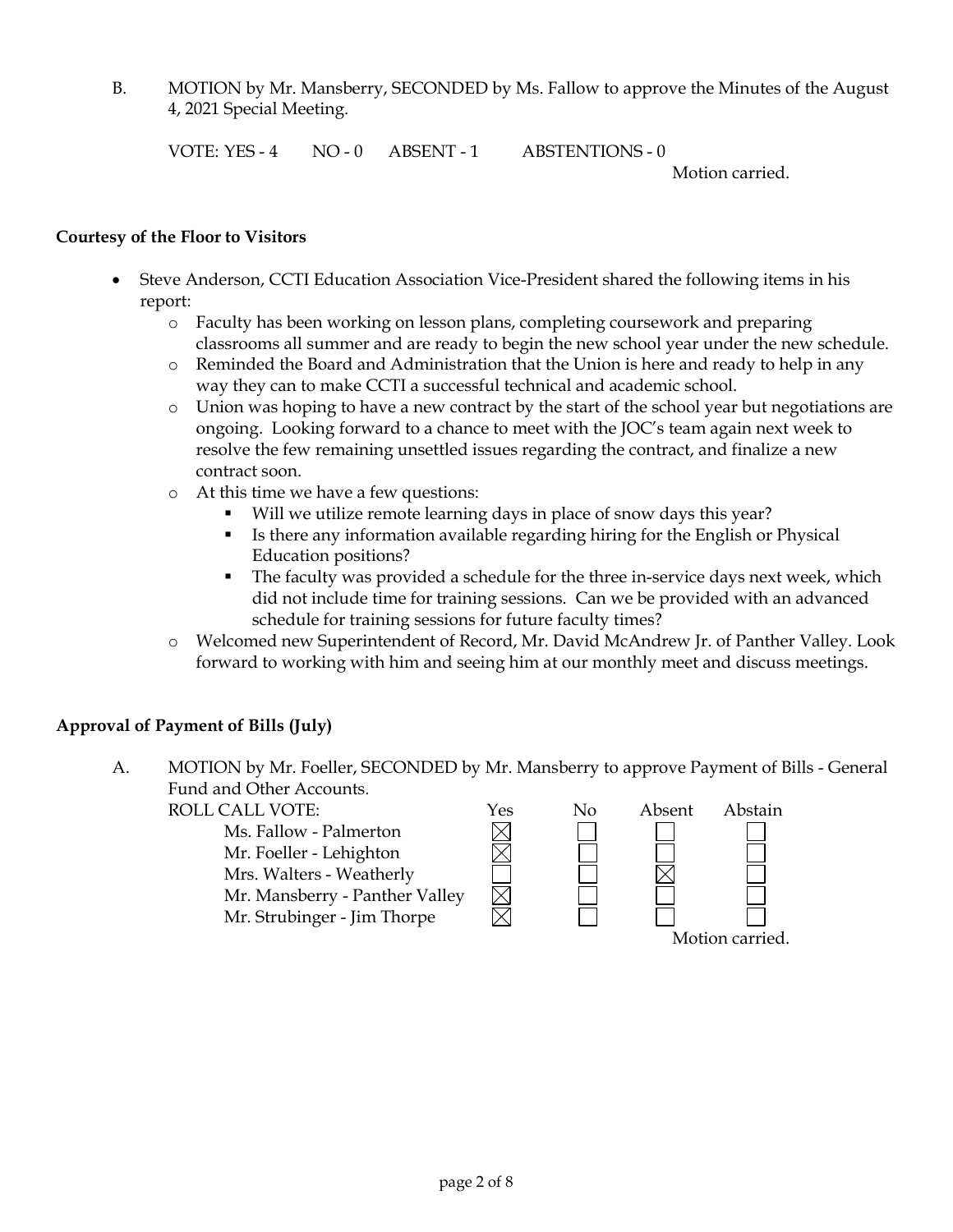B. MOTION by Mr. Mansberry, SECONDED by Ms. Fallow to approve the Minutes of the August 4, 2021 Special Meeting.

VOTE: YES - 4 NO - 0 ABSENT - 1 ABSTENTIONS - 0

Motion carried.

**Courtesy of the Floor to Visitors**

- Steve Anderson, CCTI Education Association Vice-President shared the following items in his report:
  - Faculty has been working on lesson plans, completing coursework and preparing classrooms all summer and are ready to begin the new school year under the new schedule.
  - Reminded the Board and Administration that the Union is here and ready to help in any way they can to make CCTI a successful technical and academic school.
  - Union was hoping to have a new contract by the start of the school year but negotiations are ongoing. Looking forward to a chance to meet with the JOC's team again next week to resolve the few remaining unsettled issues regarding the contract, and finalize a new contract soon.
  - At this time we have a few questions:
    - Will we utilize remote learning days in place of snow days this year?
    - Is there any information available regarding hiring for the English or Physical Education positions?
    - The faculty was provided a schedule for the three in-service days next week, which did not include time for training sessions. Can we be provided with an advanced schedule for training sessions for future faculty times?
  - Welcomed new Superintendent of Record, Mr. David McAndrew Jr. of Panther Valley. Look forward to working with him and seeing him at our monthly meet and discuss meetings.

**Approval of Payment of Bills (July)**

A. MOTION by Mr. Foeller, SECONDED by Mr. Mansberry to approve Payment of Bills - General Fund and Other Accounts.

| ROLL CALL VOTE: | Yes | No | Absent | Abstain |
|---|---|---|---|---|
| Ms. Fallow - Palmerton | ☒ | ☐ | ☐ | ☐ |
| Mr. Foeller - Lehighton | ☒ | ☐ | ☐ | ☐ |
| Mrs. Walters - Weatherly | ☐ | ☐ | ☒ | ☐ |
| Mr. Mansberry - Panther Valley | ☒ | ☐ | ☐ | ☐ |
| Mr. Strubinger - Jim Thorpe | ☒ | ☐ | ☐ | ☐ |

Motion carried.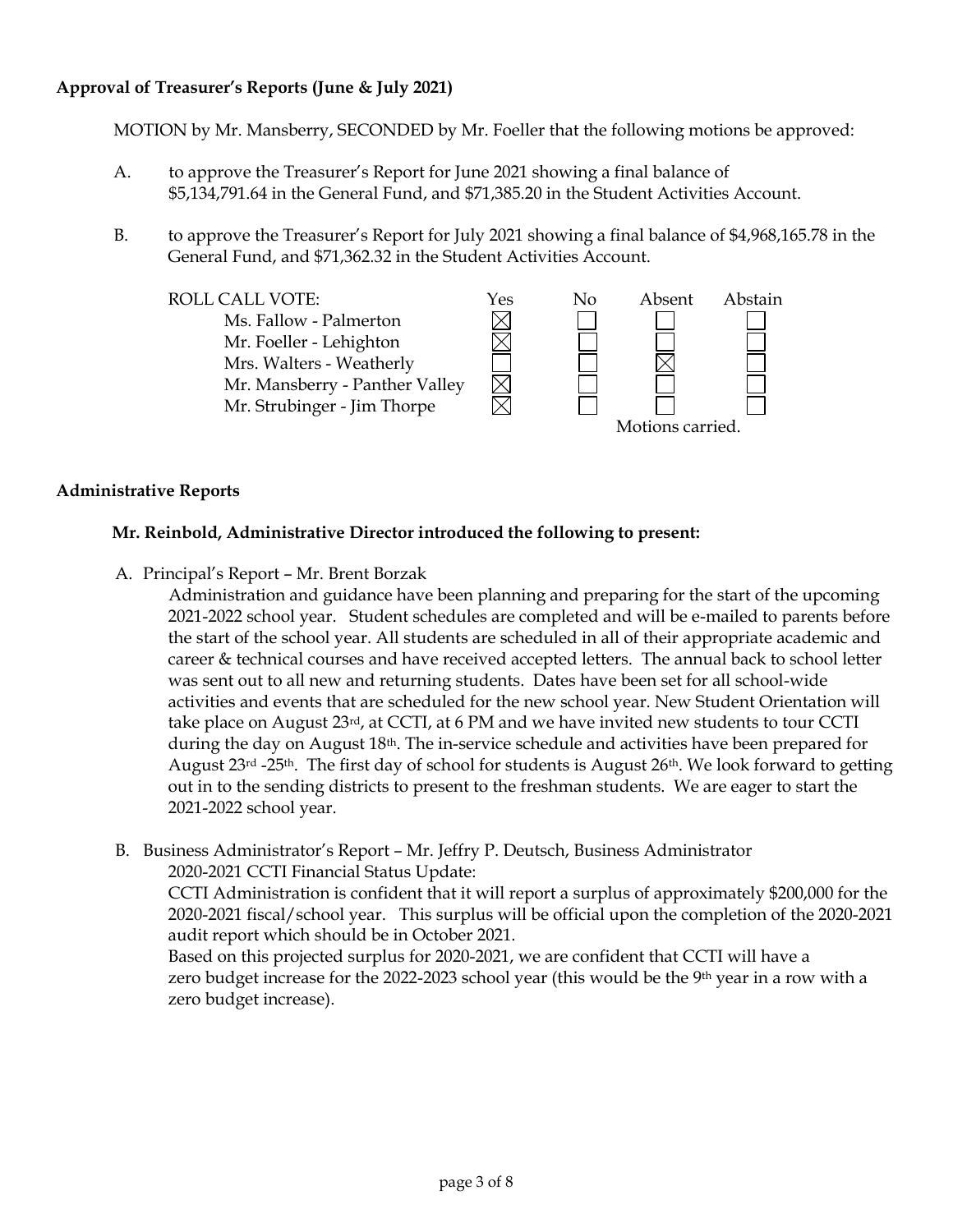**Approval of Treasurer's Reports (June & July 2021)**

MOTION by Mr. Mansberry, SECONDED by Mr. Foeller that the following motions be approved:

A. to approve the Treasurer's Report for June 2021 showing a final balance of $5,134,791.64 in the General Fund, and $71,385.20 in the Student Activities Account.

B. to approve the Treasurer's Report for July 2021 showing a final balance of $4,968,165.78 in the General Fund, and $71,362.32 in the Student Activities Account.

| ROLL CALL VOTE: | Yes | No | Absent | Abstain |
|---|---|---|---|---|
| Ms. Fallow - Palmerton | ☒ | ☐ | ☐ | ☐ |
| Mr. Foeller - Lehighton | ☒ | ☐ | ☐ | ☐ |
| Mrs. Walters - Weatherly | ☐ | ☐ | ☒ | ☐ |
| Mr. Mansberry - Panther Valley | ☒ | ☐ | ☐ | ☐ |
| Mr. Strubinger - Jim Thorpe | ☒ | ☐ | ☐ | ☐ |

Motions carried.

**Administrative Reports**

**Mr. Reinbold, Administrative Director introduced the following to present:**

A. Principal's Report – Mr. Brent Borzak

Administration and guidance have been planning and preparing for the start of the upcoming 2021-2022 school year. Student schedules are completed and will be e-mailed to parents before the start of the school year. All students are scheduled in all of their appropriate academic and career & technical courses and have received accepted letters. The annual back to school letter was sent out to all new and returning students. Dates have been set for all school-wide activities and events that are scheduled for the new school year. New Student Orientation will take place on August 23rd, at CCTI, at 6 PM and we have invited new students to tour CCTI during the day on August 18th. The in-service schedule and activities have been prepared for August 23rd -25th. The first day of school for students is August 26th. We look forward to getting out in to the sending districts to present to the freshman students. We are eager to start the 2021-2022 school year.

B. Business Administrator's Report – Mr. Jeffry P. Deutsch, Business Administrator

2020-2021 CCTI Financial Status Update:

CCTI Administration is confident that it will report a surplus of approximately $200,000 for the 2020-2021 fiscal/school year. This surplus will be official upon the completion of the 2020-2021 audit report which should be in October 2021.

Based on this projected surplus for 2020-2021, we are confident that CCTI will have a zero budget increase for the 2022-2023 school year (this would be the 9th year in a row with a zero budget increase).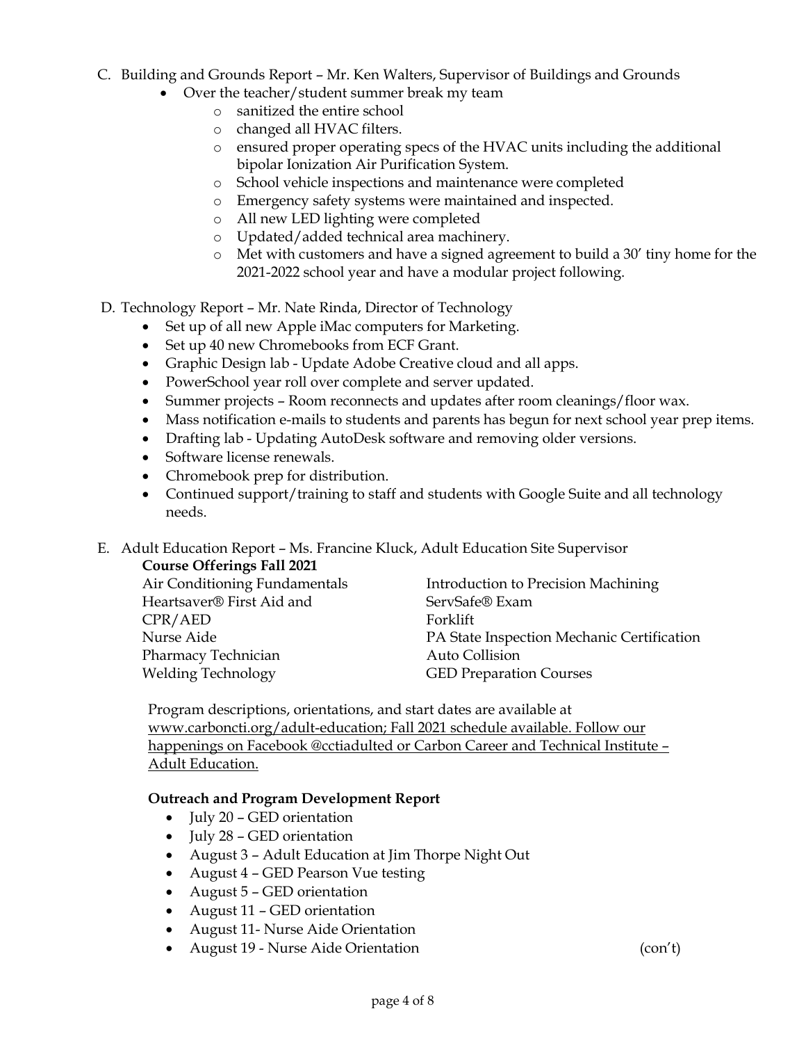C. Building and Grounds Report – Mr. Ken Walters, Supervisor of Buildings and Grounds
   - Over the teacher/student summer break my team
     - sanitized the entire school
     - changed all HVAC filters.
     - ensured proper operating specs of the HVAC units including the additional bipolar Ionization Air Purification System.
     - School vehicle inspections and maintenance were completed
     - Emergency safety systems were maintained and inspected.
     - All new LED lighting were completed
     - Updated/added technical area machinery.
     - Met with customers and have a signed agreement to build a 30' tiny home for the 2021-2022 school year and have a modular project following.

D. Technology Report – Mr. Nate Rinda, Director of Technology
   - Set up of all new Apple iMac computers for Marketing.
   - Set up 40 new Chromebooks from ECF Grant.
   - Graphic Design lab - Update Adobe Creative cloud and all apps.
   - PowerSchool year roll over complete and server updated.
   - Summer projects – Room reconnects and updates after room cleanings/floor wax.
   - Mass notification e-mails to students and parents has begun for next school year prep items.
   - Drafting lab - Updating AutoDesk software and removing older versions.
   - Software license renewals.
   - Chromebook prep for distribution.
   - Continued support/training to staff and students with Google Suite and all technology needs.

E. Adult Education Report – Ms. Francine Kluck, Adult Education Site Supervisor

   **Course Offerings Fall 2021**

   Air Conditioning Fundamentals
   Heartsaver® First Aid and CPR/AED
   Nurse Aide
   Pharmacy Technician
   Welding Technology
   Introduction to Precision Machining
   ServSafe® Exam
   Forklift
   PA State Inspection Mechanic Certification
   Auto Collision
   GED Preparation Courses

   Program descriptions, orientations, and start dates are available at www.carboncti.org/adult-education; Fall 2021 schedule available. Follow our happenings on Facebook @cctiadulted or Carbon Career and Technical Institute – Adult Education.

   **Outreach and Program Development Report**
   - July 20 – GED orientation
   - July 28 – GED orientation
   - August 3 – Adult Education at Jim Thorpe Night Out
   - August 4 – GED Pearson Vue testing
   - August 5 – GED orientation
   - August 11 – GED orientation
   - August 11- Nurse Aide Orientation
   - August 19 - Nurse Aide Orientation

(con't)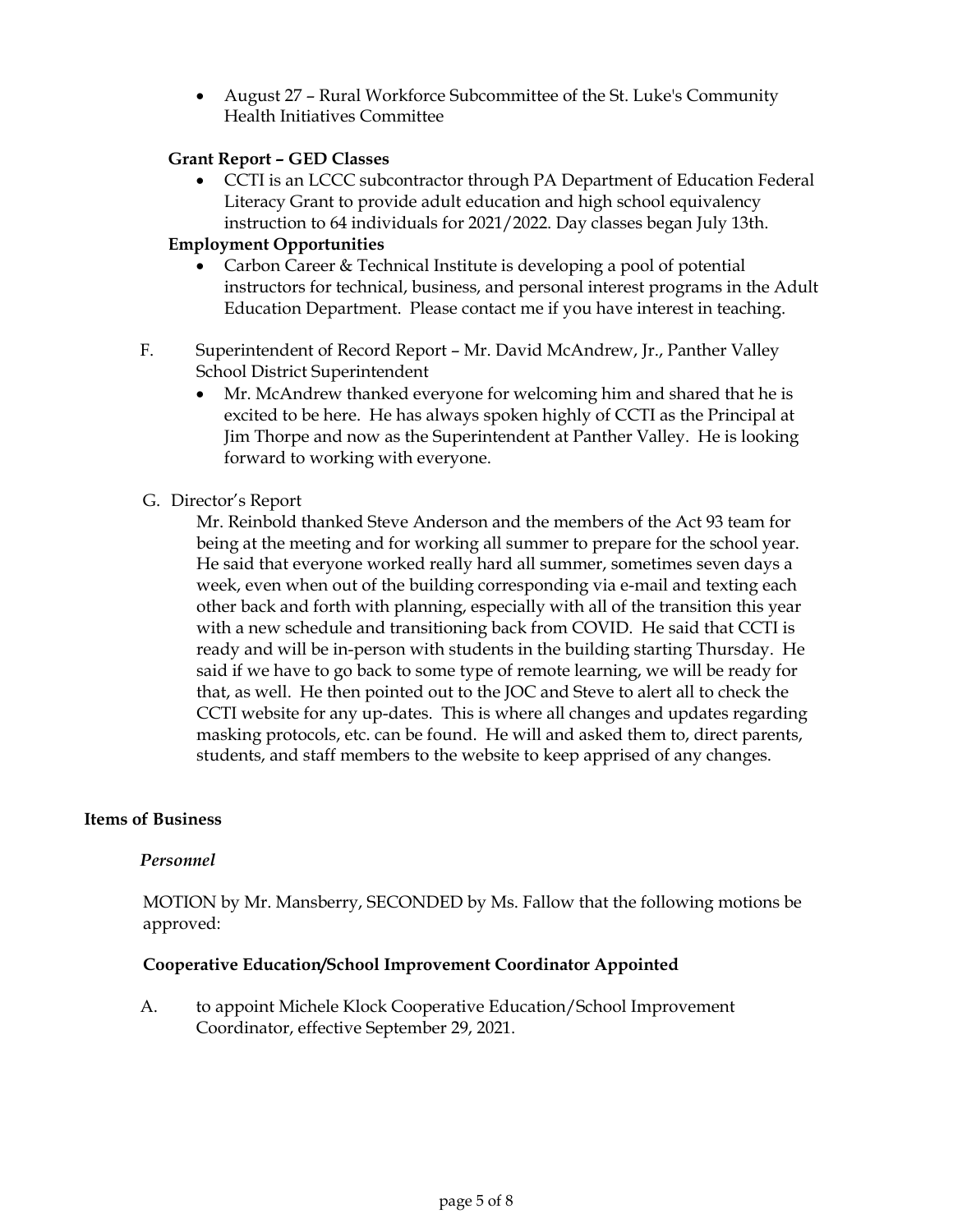- August 27 – Rural Workforce Subcommittee of the St. Luke's Community Health Initiatives Committee

**Grant Report – GED Classes**

- CCTI is an LCCC subcontractor through PA Department of Education Federal Literacy Grant to provide adult education and high school equivalency instruction to 64 individuals for 2021/2022. Day classes began July 13th.

**Employment Opportunities**

- Carbon Career & Technical Institute is developing a pool of potential instructors for technical, business, and personal interest programs in the Adult Education Department. Please contact me if you have interest in teaching.

F. Superintendent of Record Report – Mr. David McAndrew, Jr., Panther Valley School District Superintendent

- Mr. McAndrew thanked everyone for welcoming him and shared that he is excited to be here. He has always spoken highly of CCTI as the Principal at Jim Thorpe and now as the Superintendent at Panther Valley. He is looking forward to working with everyone.

G. Director's Report

Mr. Reinbold thanked Steve Anderson and the members of the Act 93 team for being at the meeting and for working all summer to prepare for the school year. He said that everyone worked really hard all summer, sometimes seven days a week, even when out of the building corresponding via e-mail and texting each other back and forth with planning, especially with all of the transition this year with a new schedule and transitioning back from COVID. He said that CCTI is ready and will be in-person with students in the building starting Thursday. He said if we have to go back to some type of remote learning, we will be ready for that, as well. He then pointed out to the JOC and Steve to alert all to check the CCTI website for any up-dates. This is where all changes and updates regarding masking protocols, etc. can be found. He will and asked them to, direct parents, students, and staff members to the website to keep apprised of any changes.

## Items of Business

### *Personnel*

MOTION by Mr. Mansberry, SECONDED by Ms. Fallow that the following motions be approved:

**Cooperative Education/School Improvement Coordinator Appointed**

A. to appoint Michele Klock Cooperative Education/School Improvement Coordinator, effective September 29, 2021.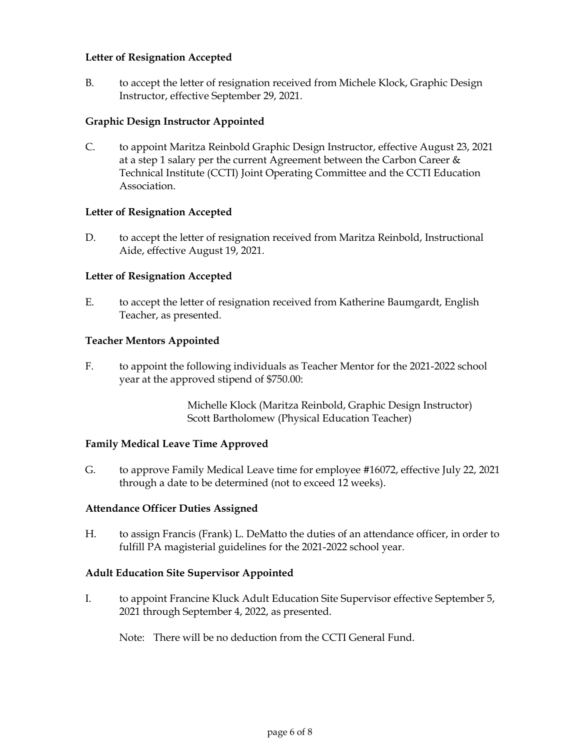**Letter of Resignation Accepted**

B. to accept the letter of resignation received from Michele Klock, Graphic Design Instructor, effective September 29, 2021.

**Graphic Design Instructor Appointed**

C. to appoint Maritza Reinbold Graphic Design Instructor, effective August 23, 2021 at a step 1 salary per the current Agreement between the Carbon Career & Technical Institute (CCTI) Joint Operating Committee and the CCTI Education Association.

**Letter of Resignation Accepted**

D. to accept the letter of resignation received from Maritza Reinbold, Instructional Aide, effective August 19, 2021.

**Letter of Resignation Accepted**

E. to accept the letter of resignation received from Katherine Baumgardt, English Teacher, as presented.

**Teacher Mentors Appointed**

F. to appoint the following individuals as Teacher Mentor for the 2021-2022 school year at the approved stipend of $750.00:

Michelle Klock (Maritza Reinbold, Graphic Design Instructor)
Scott Bartholomew (Physical Education Teacher)

**Family Medical Leave Time Approved**

G. to approve Family Medical Leave time for employee #16072, effective July 22, 2021 through a date to be determined (not to exceed 12 weeks).

**Attendance Officer Duties Assigned**

H. to assign Francis (Frank) L. DeMatto the duties of an attendance officer, in order to fulfill PA magisterial guidelines for the 2021-2022 school year.

**Adult Education Site Supervisor Appointed**

I. to appoint Francine Kluck Adult Education Site Supervisor effective September 5, 2021 through September 4, 2022, as presented.

Note: There will be no deduction from the CCTI General Fund.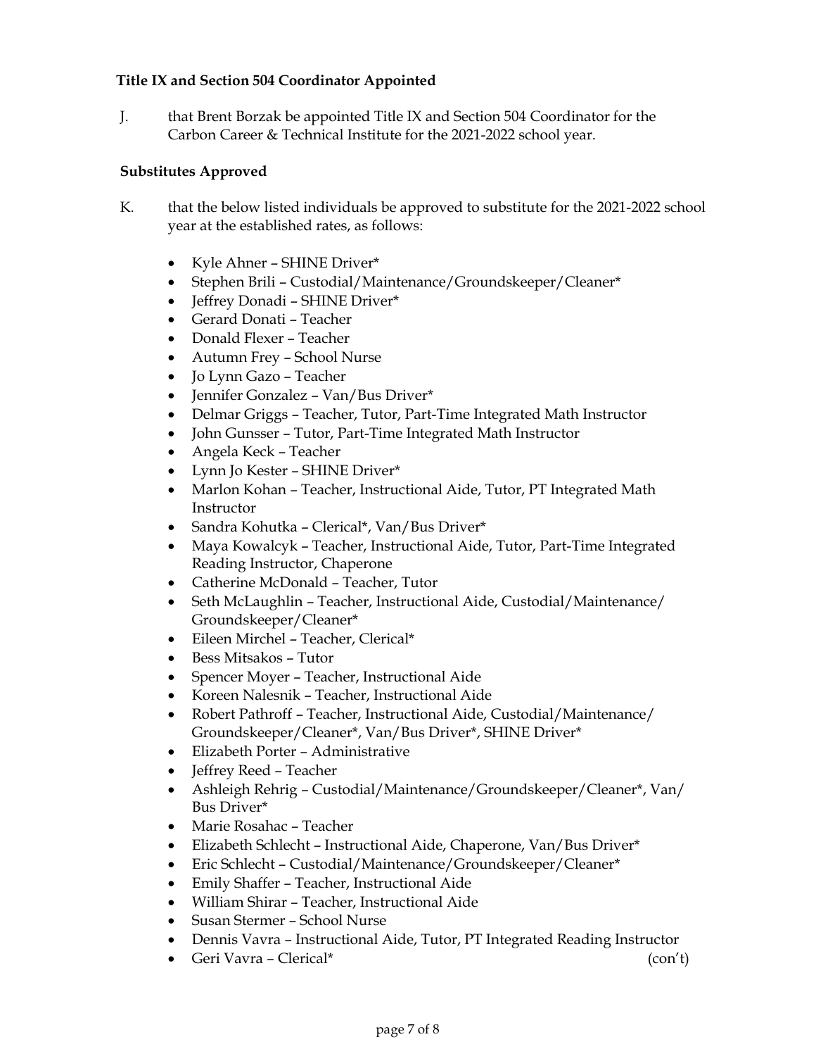**Title IX and Section 504 Coordinator Appointed**

J. that Brent Borzak be appointed Title IX and Section 504 Coordinator for the Carbon Career & Technical Institute for the 2021-2022 school year.

**Substitutes Approved**

K. that the below listed individuals be approved to substitute for the 2021-2022 school year at the established rates, as follows:

- Kyle Ahner – SHINE Driver*
- Stephen Brili – Custodial/Maintenance/Groundskeeper/Cleaner*
- Jeffrey Donadi – SHINE Driver*
- Gerard Donati – Teacher
- Donald Flexer – Teacher
- Autumn Frey – School Nurse
- Jo Lynn Gazo – Teacher
- Jennifer Gonzalez – Van/Bus Driver*
- Delmar Griggs – Teacher, Tutor, Part-Time Integrated Math Instructor
- John Gunsser – Tutor, Part-Time Integrated Math Instructor
- Angela Keck – Teacher
- Lynn Jo Kester – SHINE Driver*
- Marlon Kohan – Teacher, Instructional Aide, Tutor, PT Integrated Math Instructor
- Sandra Kohutka – Clerical*, Van/Bus Driver*
- Maya Kowalcyk – Teacher, Instructional Aide, Tutor, Part-Time Integrated Reading Instructor, Chaperone
- Catherine McDonald – Teacher, Tutor
- Seth McLaughlin – Teacher, Instructional Aide, Custodial/Maintenance/Groundskeeper/Cleaner*
- Eileen Mirchel – Teacher, Clerical*
- Bess Mitsakos – Tutor
- Spencer Moyer – Teacher, Instructional Aide
- Koreen Nalesnik – Teacher, Instructional Aide
- Robert Pathroff – Teacher, Instructional Aide, Custodial/Maintenance/Groundskeeper/Cleaner*, Van/Bus Driver*, SHINE Driver*
- Elizabeth Porter – Administrative
- Jeffrey Reed – Teacher
- Ashleigh Rehrig – Custodial/Maintenance/Groundskeeper/Cleaner*, Van/Bus Driver*
- Marie Rosahac – Teacher
- Elizabeth Schlecht – Instructional Aide, Chaperone, Van/Bus Driver*
- Eric Schlecht – Custodial/Maintenance/Groundskeeper/Cleaner*
- Emily Shaffer – Teacher, Instructional Aide
- William Shirar – Teacher, Instructional Aide
- Susan Stermer – School Nurse
- Dennis Vavra – Instructional Aide, Tutor, PT Integrated Reading Instructor
- Geri Vavra – Clerical*

(con't)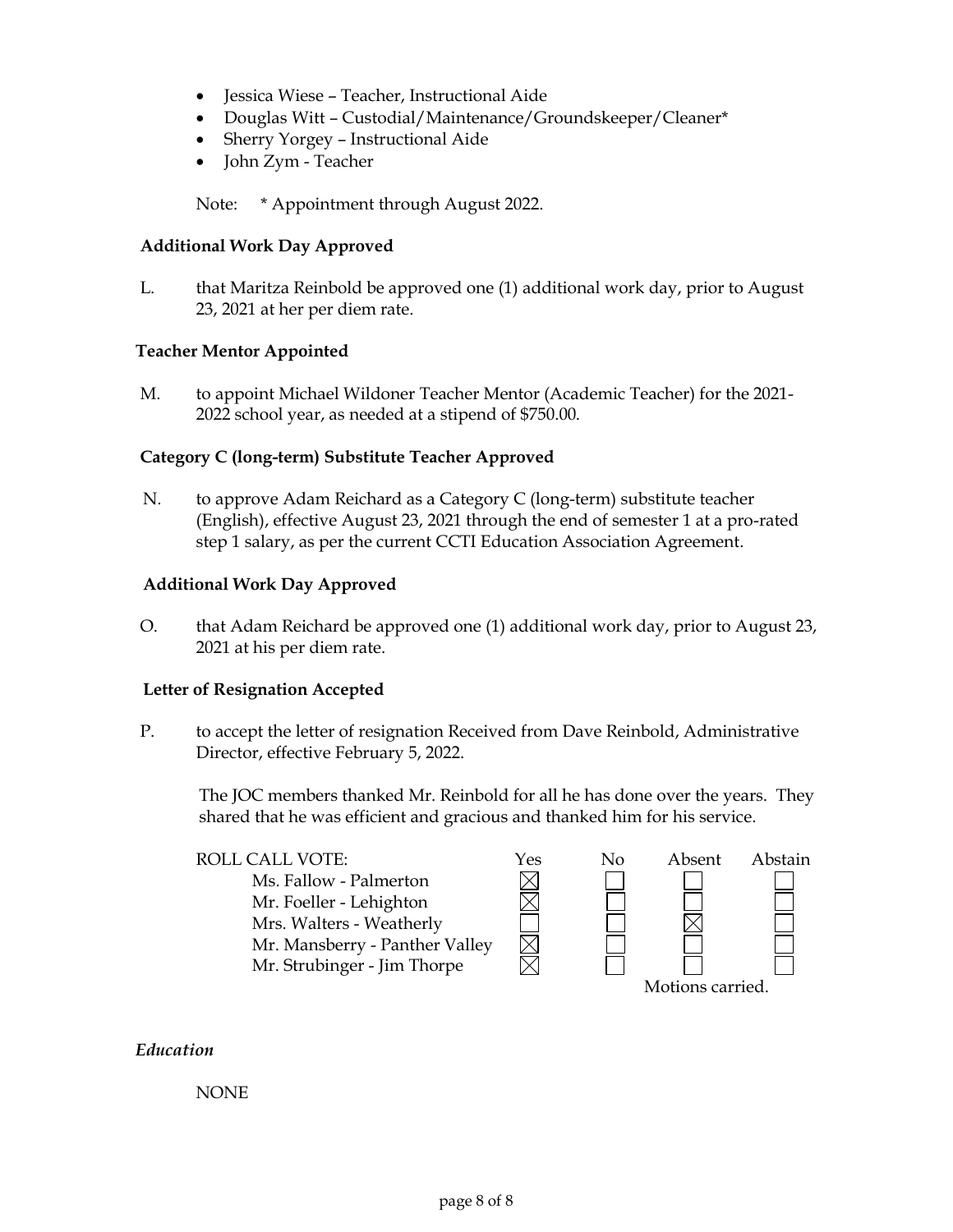- Jessica Wiese – Teacher, Instructional Aide
- Douglas Witt – Custodial/Maintenance/Groundskeeper/Cleaner*
- Sherry Yorgey – Instructional Aide
- John Zym - Teacher

Note: * Appointment through August 2022.

**Additional Work Day Approved**

L. that Maritza Reinbold be approved one (1) additional work day, prior to August 23, 2021 at her per diem rate.

**Teacher Mentor Appointed**

M. to appoint Michael Wildoner Teacher Mentor (Academic Teacher) for the 2021-2022 school year, as needed at a stipend of $750.00.

**Category C (long-term) Substitute Teacher Approved**

N. to approve Adam Reichard as a Category C (long-term) substitute teacher (English), effective August 23, 2021 through the end of semester 1 at a pro-rated step 1 salary, as per the current CCTI Education Association Agreement.

**Additional Work Day Approved**

O. that Adam Reichard be approved one (1) additional work day, prior to August 23, 2021 at his per diem rate.

**Letter of Resignation Accepted**

P. to accept the letter of resignation Received from Dave Reinbold, Administrative Director, effective February 5, 2022.

The JOC members thanked Mr. Reinbold for all he has done over the years. They shared that he was efficient and gracious and thanked him for his service.

| ROLL CALL VOTE: | Yes | No | Absent | Abstain |
|---|---|---|---|---|
| Ms. Fallow - Palmerton | ☒ | ☐ | ☐ | ☐ |
| Mr. Foeller - Lehighton | ☒ | ☐ | ☐ | ☐ |
| Mrs. Walters - Weatherly | ☐ | ☐ | ☒ | ☐ |
| Mr. Mansberry - Panther Valley | ☒ | ☐ | ☐ | ☐ |
| Mr. Strubinger - Jim Thorpe | ☒ | ☐ | ☐ | ☐ |

Motions carried.

*Education*

NONE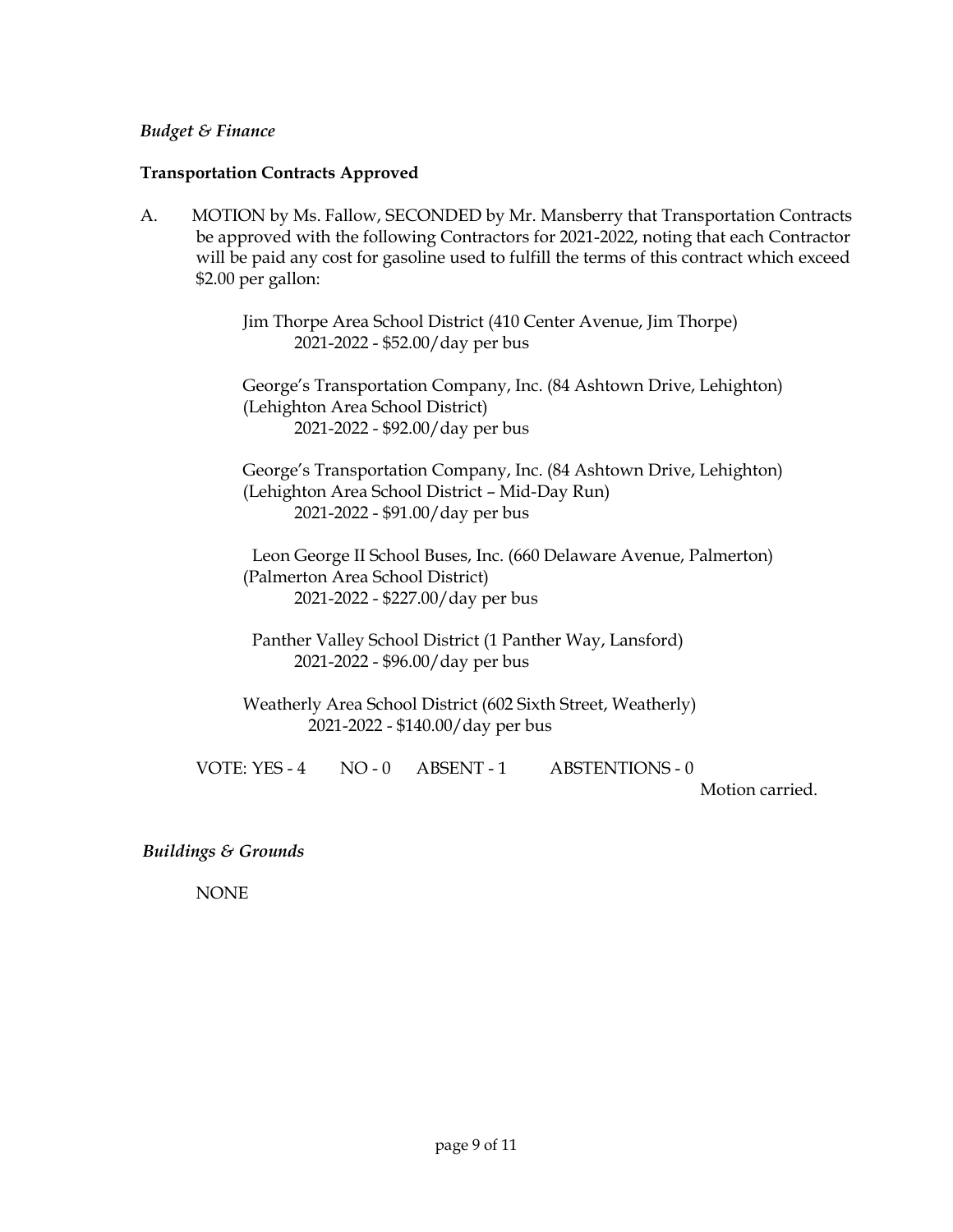*Budget & Finance*

**Transportation Contracts Approved**

A. MOTION by Ms. Fallow, SECONDED by Mr. Mansberry that Transportation Contracts be approved with the following Contractors for 2021-2022, noting that each Contractor will be paid any cost for gasoline used to fulfill the terms of this contract which exceed $2.00 per gallon:

Jim Thorpe Area School District (410 Center Avenue, Jim Thorpe)
2021-2022 - $52.00/day per bus

George's Transportation Company, Inc. (84 Ashtown Drive, Lehighton)
(Lehighton Area School District)
2021-2022 - $92.00/day per bus

George's Transportation Company, Inc. (84 Ashtown Drive, Lehighton)
(Lehighton Area School District – Mid-Day Run)
2021-2022 - $91.00/day per bus

Leon George II School Buses, Inc. (660 Delaware Avenue, Palmerton)
(Palmerton Area School District)
2021-2022 - $227.00/day per bus

Panther Valley School District (1 Panther Way, Lansford)
2021-2022 - $96.00/day per bus

Weatherly Area School District (602 Sixth Street, Weatherly)
2021-2022 - $140.00/day per bus

VOTE: YES - 4 NO - 0 ABSENT - 1 ABSTENTIONS - 0

Motion carried.

*Buildings & Grounds*

NONE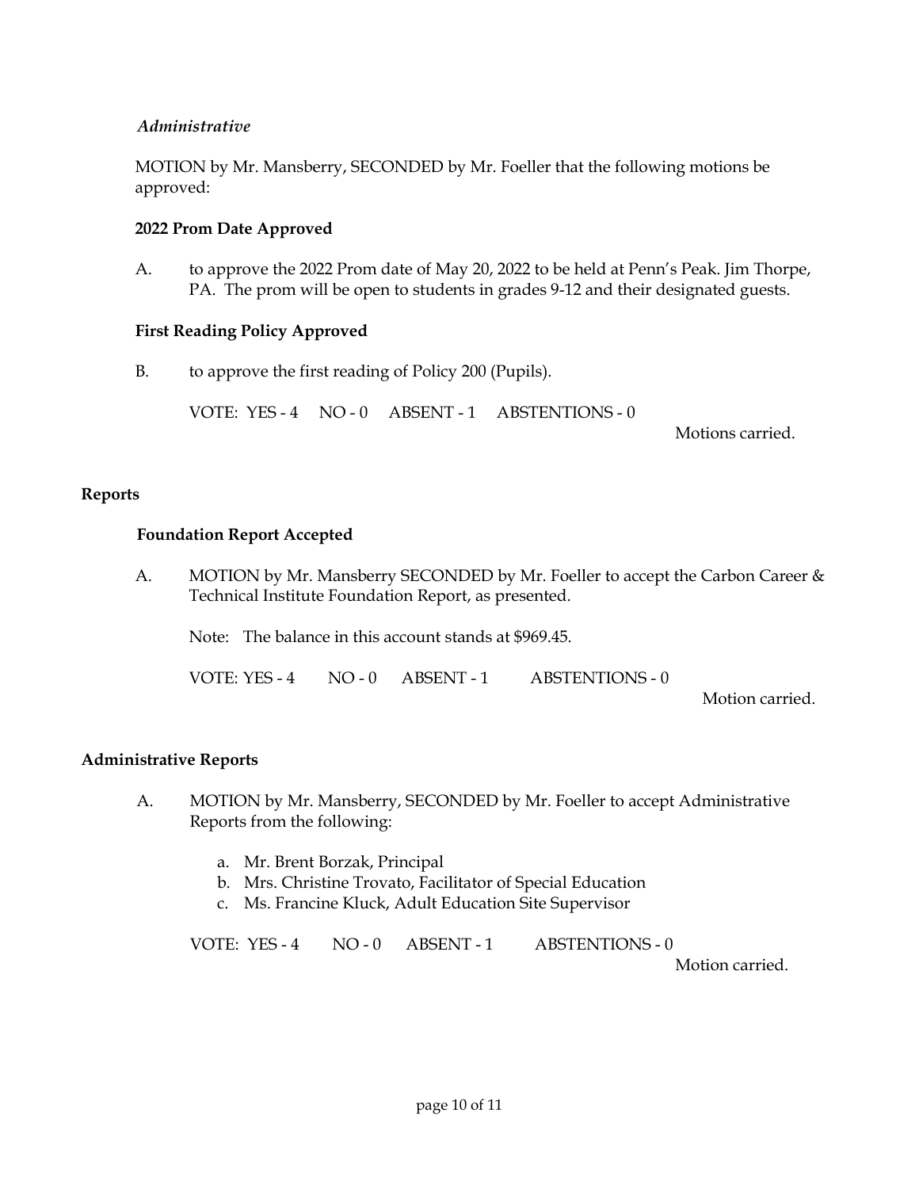*Administrative*

MOTION by Mr. Mansberry, SECONDED by Mr. Foeller that the following motions be approved:

**2022 Prom Date Approved**

A. to approve the 2022 Prom date of May 20, 2022 to be held at Penn's Peak. Jim Thorpe, PA. The prom will be open to students in grades 9-12 and their designated guests.

**First Reading Policy Approved**

B. to approve the first reading of Policy 200 (Pupils).

VOTE: YES - 4 NO - 0 ABSENT - 1 ABSTENTIONS - 0

Motions carried.

**Reports**

**Foundation Report Accepted**

A. MOTION by Mr. Mansberry SECONDED by Mr. Foeller to accept the Carbon Career & Technical Institute Foundation Report, as presented.

Note: The balance in this account stands at $969.45.

VOTE: YES - 4 NO - 0 ABSENT - 1 ABSTENTIONS - 0

Motion carried.

**Administrative Reports**

A. MOTION by Mr. Mansberry, SECONDED by Mr. Foeller to accept Administrative Reports from the following:

a. Mr. Brent Borzak, Principal
b. Mrs. Christine Trovato, Facilitator of Special Education
c. Ms. Francine Kluck, Adult Education Site Supervisor

VOTE: YES - 4 NO - 0 ABSENT - 1 ABSTENTIONS - 0

Motion carried.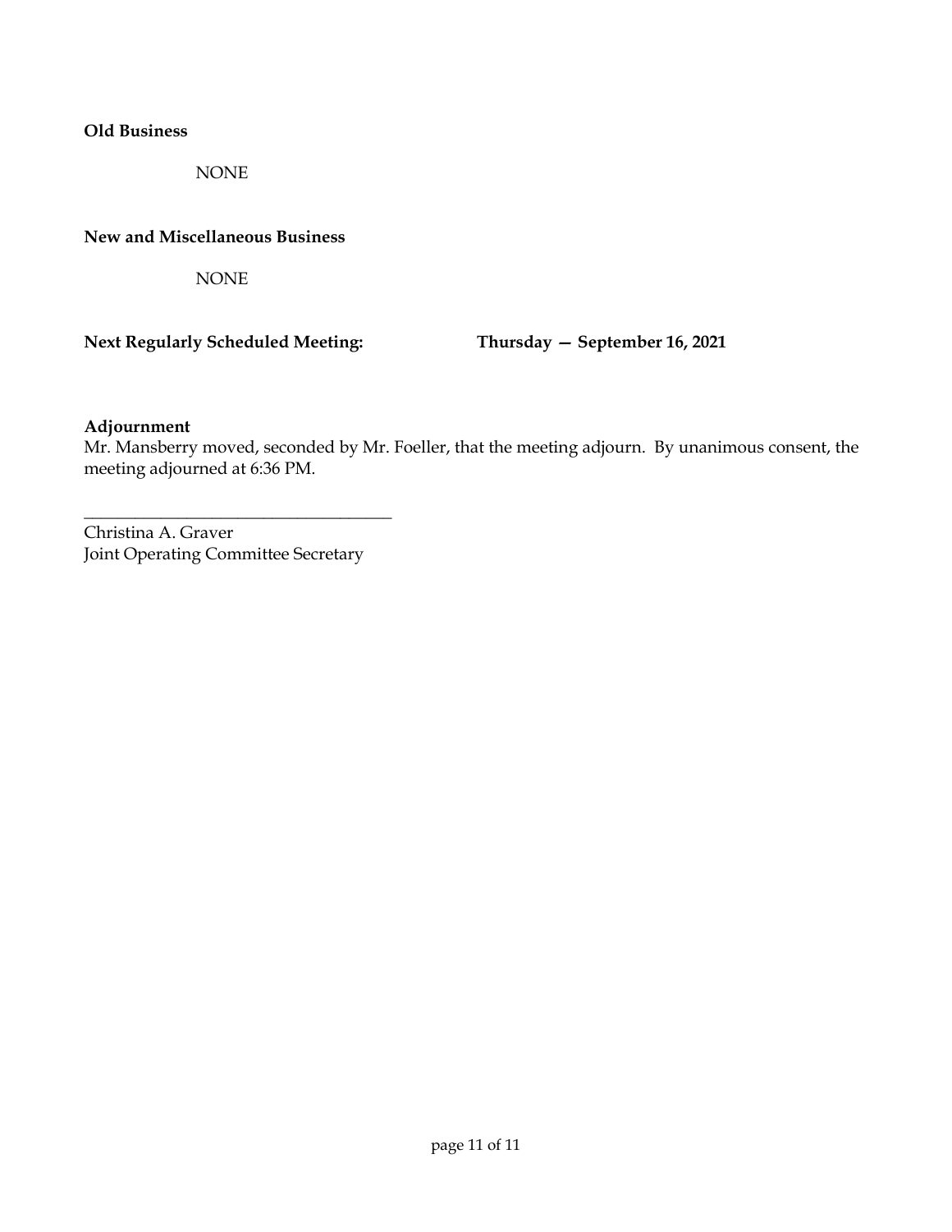**Old Business**

NONE

**New and Miscellaneous Business**

NONE

**Next Regularly Scheduled Meeting:** **Thursday — September 16, 2021**

**Adjournment**

Mr. Mansberry moved, seconded by Mr. Foeller, that the meeting adjourn. By unanimous consent, the meeting adjourned at 6:36 PM.

\_\_\_\_\_\_\_\_\_\_\_\_\_\_\_\_\_\_\_\_\_\_\_\_\_\_\_\_\_\_\_\_\_\_\_\_

Christina A. Graver
Joint Operating Committee Secretary